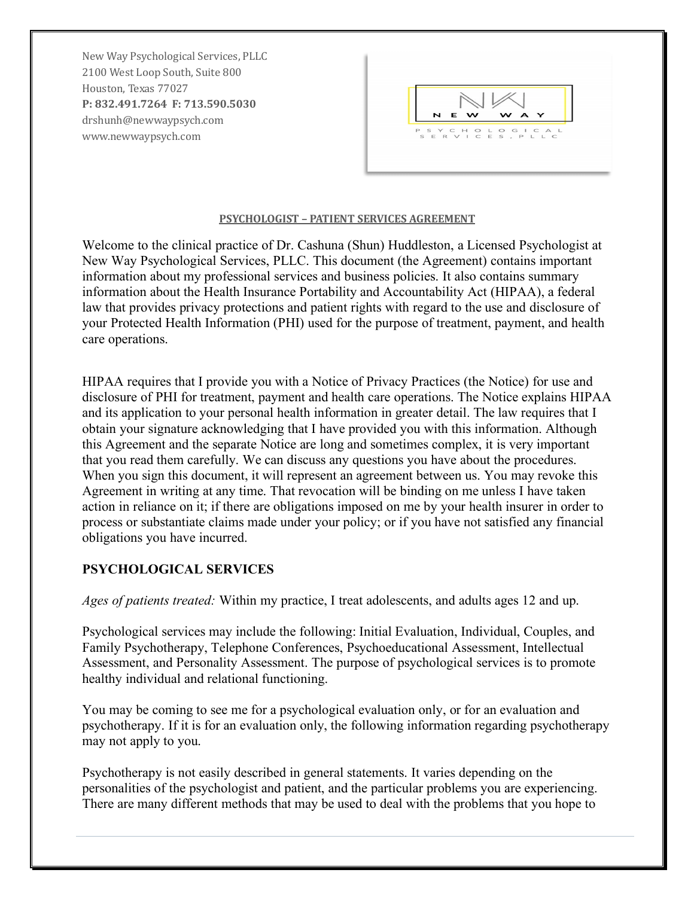New Way Psychological Services, PLLC
2100 West Loop South, Suite 800
Houston, Texas 77027
**P: 832.491.7264 F: 713.590.5030**
drshunh@newwaypsych.com
www.newwaypsych.com

NEW WAY
PSYCHOLOGICAL SERVICES, PLLC

## PSYCHOLOGIST – PATIENT SERVICES AGREEMENT

Welcome to the clinical practice of Dr. Cashuna (Shun) Huddleston, a Licensed Psychologist at New Way Psychological Services, PLLC. This document (the Agreement) contains important information about my professional services and business policies. It also contains summary information about the Health Insurance Portability and Accountability Act (HIPAA), a federal law that provides privacy protections and patient rights with regard to the use and disclosure of your Protected Health Information (PHI) used for the purpose of treatment, payment, and health care operations.

HIPAA requires that I provide you with a Notice of Privacy Practices (the Notice) for use and disclosure of PHI for treatment, payment and health care operations. The Notice explains HIPAA and its application to your personal health information in greater detail. The law requires that I obtain your signature acknowledging that I have provided you with this information. Although this Agreement and the separate Notice are long and sometimes complex, it is very important that you read them carefully. We can discuss any questions you have about the procedures. When you sign this document, it will represent an agreement between us. You may revoke this Agreement in writing at any time. That revocation will be binding on me unless I have taken action in reliance on it; if there are obligations imposed on me by your health insurer in order to process or substantiate claims made under your policy; or if you have not satisfied any financial obligations you have incurred.

## PSYCHOLOGICAL SERVICES

*Ages of patients treated:* Within my practice, I treat adolescents, and adults ages 12 and up.

Psychological services may include the following: Initial Evaluation, Individual, Couples, and Family Psychotherapy, Telephone Conferences, Psychoeducational Assessment, Intellectual Assessment, and Personality Assessment. The purpose of psychological services is to promote healthy individual and relational functioning.

You may be coming to see me for a psychological evaluation only, or for an evaluation and psychotherapy. If it is for an evaluation only, the following information regarding psychotherapy may not apply to you.

Psychotherapy is not easily described in general statements. It varies depending on the personalities of the psychologist and patient, and the particular problems you are experiencing. There are many different methods that may be used to deal with the problems that you hope to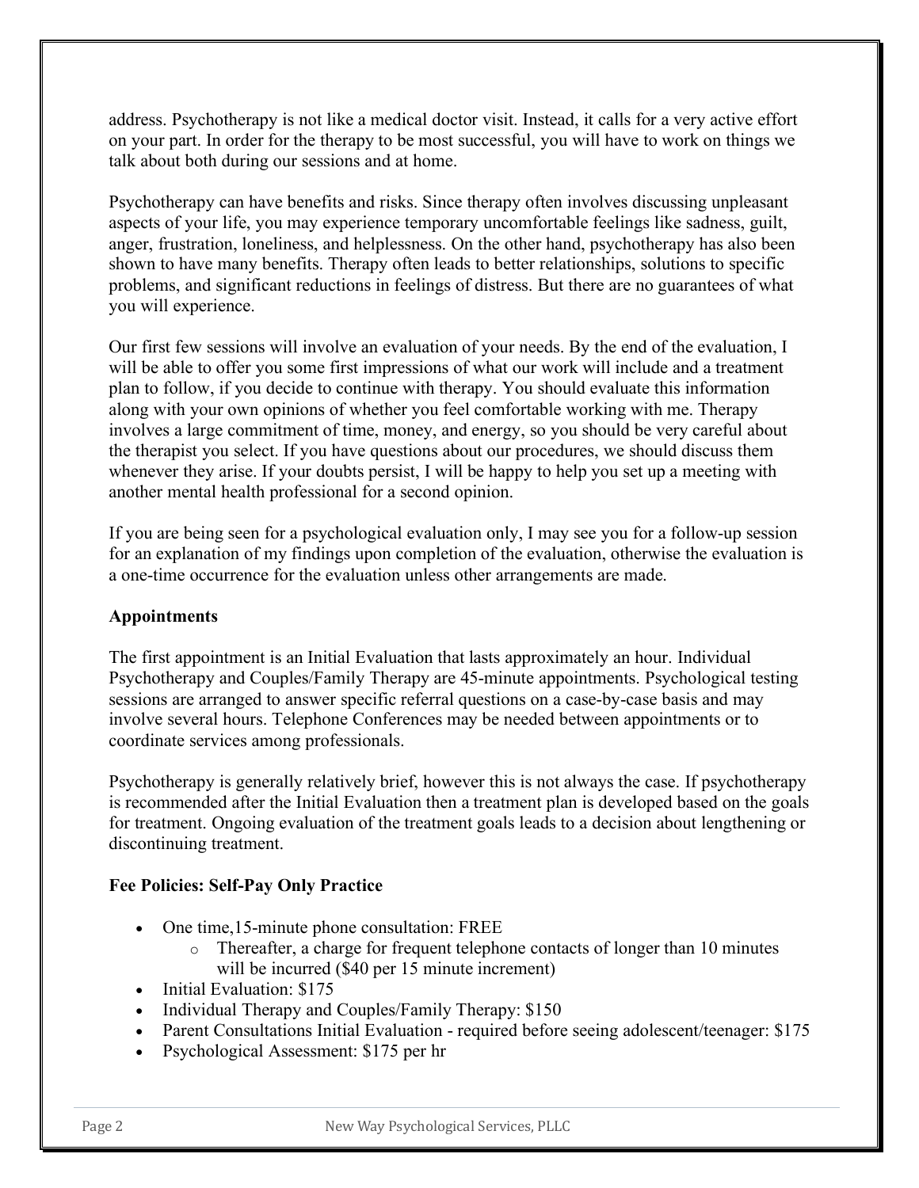address. Psychotherapy is not like a medical doctor visit. Instead, it calls for a very active effort on your part. In order for the therapy to be most successful, you will have to work on things we talk about both during our sessions and at home.

Psychotherapy can have benefits and risks. Since therapy often involves discussing unpleasant aspects of your life, you may experience temporary uncomfortable feelings like sadness, guilt, anger, frustration, loneliness, and helplessness. On the other hand, psychotherapy has also been shown to have many benefits. Therapy often leads to better relationships, solutions to specific problems, and significant reductions in feelings of distress. But there are no guarantees of what you will experience.

Our first few sessions will involve an evaluation of your needs. By the end of the evaluation, I will be able to offer you some first impressions of what our work will include and a treatment plan to follow, if you decide to continue with therapy. You should evaluate this information along with your own opinions of whether you feel comfortable working with me. Therapy involves a large commitment of time, money, and energy, so you should be very careful about the therapist you select. If you have questions about our procedures, we should discuss them whenever they arise. If your doubts persist, I will be happy to help you set up a meeting with another mental health professional for a second opinion.

If you are being seen for a psychological evaluation only, I may see you for a follow-up session for an explanation of my findings upon completion of the evaluation, otherwise the evaluation is a one-time occurrence for the evaluation unless other arrangements are made.

**Appointments**

The first appointment is an Initial Evaluation that lasts approximately an hour. Individual Psychotherapy and Couples/Family Therapy are 45-minute appointments. Psychological testing sessions are arranged to answer specific referral questions on a case-by-case basis and may involve several hours. Telephone Conferences may be needed between appointments or to coordinate services among professionals.

Psychotherapy is generally relatively brief, however this is not always the case. If psychotherapy is recommended after the Initial Evaluation then a treatment plan is developed based on the goals for treatment. Ongoing evaluation of the treatment goals leads to a decision about lengthening or discontinuing treatment.

**Fee Policies: Self-Pay Only Practice**

- One time,15-minute phone consultation: FREE
  - Thereafter, a charge for frequent telephone contacts of longer than 10 minutes will be incurred ($40 per 15 minute increment)
- Initial Evaluation: $175
- Individual Therapy and Couples/Family Therapy: $150
- Parent Consultations Initial Evaluation - required before seeing adolescent/teenager: $175
- Psychological Assessment: $175 per hr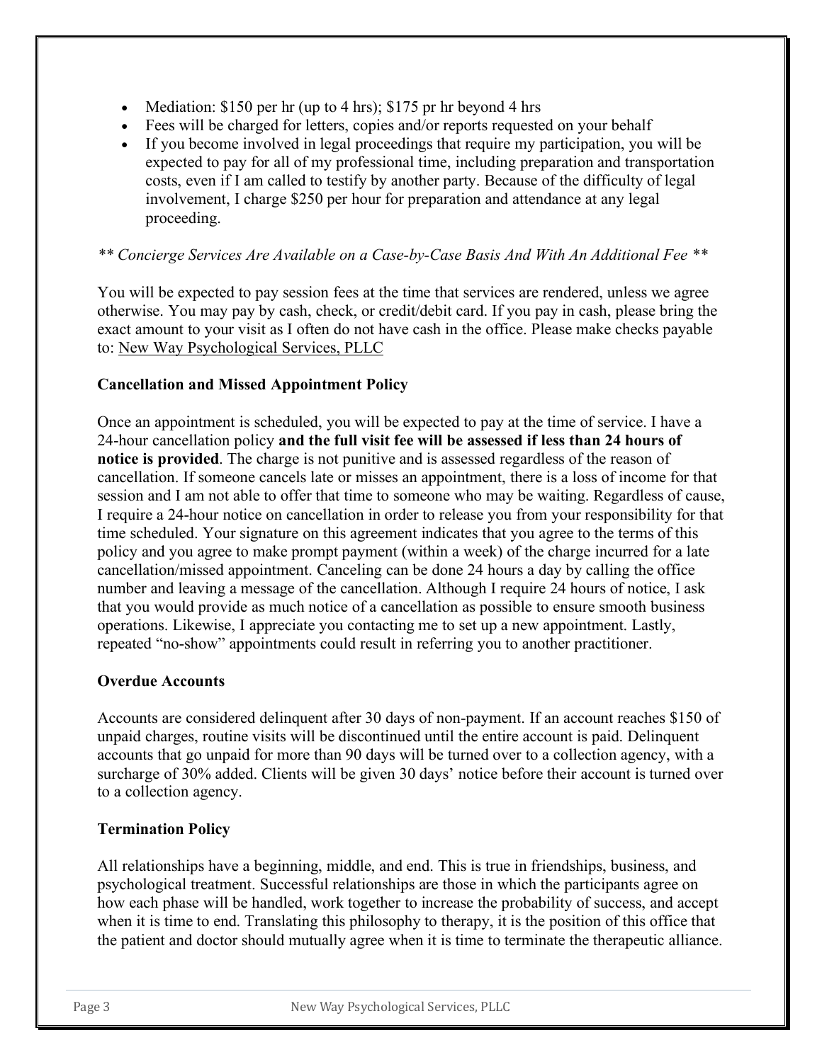- Mediation: $150 per hr (up to 4 hrs); $175 pr hr beyond 4 hrs
- Fees will be charged for letters, copies and/or reports requested on your behalf
- If you become involved in legal proceedings that require my participation, you will be expected to pay for all of my professional time, including preparation and transportation costs, even if I am called to testify by another party. Because of the difficulty of legal involvement, I charge $250 per hour for preparation and attendance at any legal proceeding.

*** Concierge Services Are Available on a Case-by-Case Basis And With An Additional Fee ***

You will be expected to pay session fees at the time that services are rendered, unless we agree otherwise. You may pay by cash, check, or credit/debit card. If you pay in cash, please bring the exact amount to your visit as I often do not have cash in the office. Please make checks payable to: <u>New Way Psychological Services, PLLC</u>

**Cancellation and Missed Appointment Policy**

Once an appointment is scheduled, you will be expected to pay at the time of service. I have a 24-hour cancellation policy **and the full visit fee will be assessed if less than 24 hours of notice is provided**. The charge is not punitive and is assessed regardless of the reason of cancellation. If someone cancels late or misses an appointment, there is a loss of income for that session and I am not able to offer that time to someone who may be waiting. Regardless of cause, I require a 24-hour notice on cancellation in order to release you from your responsibility for that time scheduled. Your signature on this agreement indicates that you agree to the terms of this policy and you agree to make prompt payment (within a week) of the charge incurred for a late cancellation/missed appointment. Canceling can be done 24 hours a day by calling the office number and leaving a message of the cancellation. Although I require 24 hours of notice, I ask that you would provide as much notice of a cancellation as possible to ensure smooth business operations. Likewise, I appreciate you contacting me to set up a new appointment. Lastly, repeated "no-show" appointments could result in referring you to another practitioner.

**Overdue Accounts**

Accounts are considered delinquent after 30 days of non-payment. If an account reaches $150 of unpaid charges, routine visits will be discontinued until the entire account is paid. Delinquent accounts that go unpaid for more than 90 days will be turned over to a collection agency, with a surcharge of 30% added. Clients will be given 30 days' notice before their account is turned over to a collection agency.

**Termination Policy**

All relationships have a beginning, middle, and end. This is true in friendships, business, and psychological treatment. Successful relationships are those in which the participants agree on how each phase will be handled, work together to increase the probability of success, and accept when it is time to end. Translating this philosophy to therapy, it is the position of this office that the patient and doctor should mutually agree when it is time to terminate the therapeutic alliance.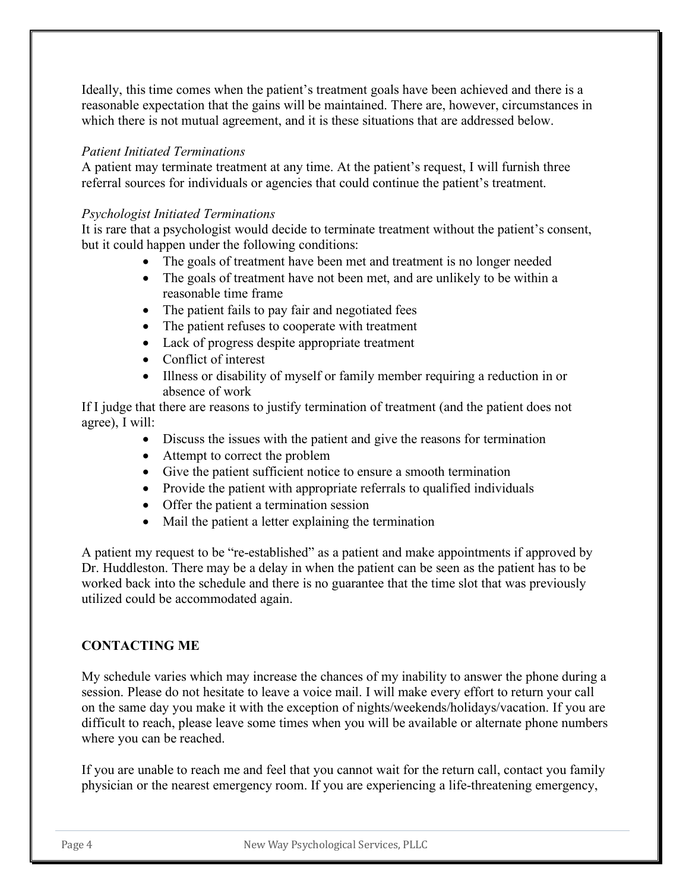Ideally, this time comes when the patient's treatment goals have been achieved and there is a reasonable expectation that the gains will be maintained. There are, however, circumstances in which there is not mutual agreement, and it is these situations that are addressed below.

*Patient Initiated Terminations*
A patient may terminate treatment at any time. At the patient's request, I will furnish three referral sources for individuals or agencies that could continue the patient's treatment.

*Psychologist Initiated Terminations*
It is rare that a psychologist would decide to terminate treatment without the patient's consent, but it could happen under the following conditions:

- The goals of treatment have been met and treatment is no longer needed
- The goals of treatment have not been met, and are unlikely to be within a reasonable time frame
- The patient fails to pay fair and negotiated fees
- The patient refuses to cooperate with treatment
- Lack of progress despite appropriate treatment
- Conflict of interest
- Illness or disability of myself or family member requiring a reduction in or absence of work

If I judge that there are reasons to justify termination of treatment (and the patient does not agree), I will:

- Discuss the issues with the patient and give the reasons for termination
- Attempt to correct the problem
- Give the patient sufficient notice to ensure a smooth termination
- Provide the patient with appropriate referrals to qualified individuals
- Offer the patient a termination session
- Mail the patient a letter explaining the termination

A patient my request to be "re-established" as a patient and make appointments if approved by Dr. Huddleston. There may be a delay in when the patient can be seen as the patient has to be worked back into the schedule and there is no guarantee that the time slot that was previously utilized could be accommodated again.

**CONTACTING ME**

My schedule varies which may increase the chances of my inability to answer the phone during a session. Please do not hesitate to leave a voice mail. I will make every effort to return your call on the same day you make it with the exception of nights/weekends/holidays/vacation. If you are difficult to reach, please leave some times when you will be available or alternate phone numbers where you can be reached.

If you are unable to reach me and feel that you cannot wait for the return call, contact you family physician or the nearest emergency room. If you are experiencing a life-threatening emergency,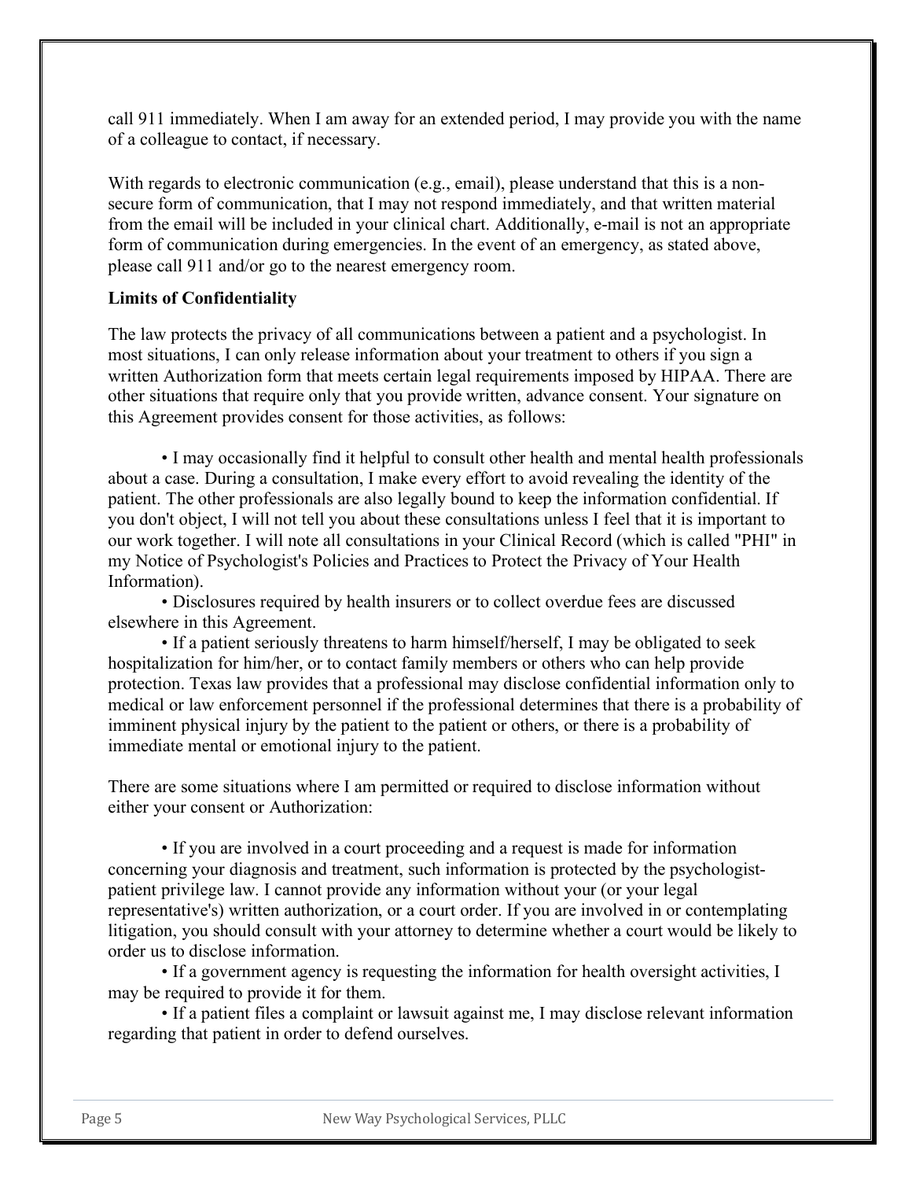call 911 immediately. When I am away for an extended period, I may provide you with the name of a colleague to contact, if necessary.

With regards to electronic communication (e.g., email), please understand that this is a non-secure form of communication, that I may not respond immediately, and that written material from the email will be included in your clinical chart. Additionally, e-mail is not an appropriate form of communication during emergencies. In the event of an emergency, as stated above, please call 911 and/or go to the nearest emergency room.

**Limits of Confidentiality**

The law protects the privacy of all communications between a patient and a psychologist. In most situations, I can only release information about your treatment to others if you sign a written Authorization form that meets certain legal requirements imposed by HIPAA. There are other situations that require only that you provide written, advance consent. Your signature on this Agreement provides consent for those activities, as follows:

• I may occasionally find it helpful to consult other health and mental health professionals about a case. During a consultation, I make every effort to avoid revealing the identity of the patient. The other professionals are also legally bound to keep the information confidential. If you don't object, I will not tell you about these consultations unless I feel that it is important to our work together. I will note all consultations in your Clinical Record (which is called "PHI" in my Notice of Psychologist's Policies and Practices to Protect the Privacy of Your Health Information).

• Disclosures required by health insurers or to collect overdue fees are discussed elsewhere in this Agreement.

• If a patient seriously threatens to harm himself/herself, I may be obligated to seek hospitalization for him/her, or to contact family members or others who can help provide protection. Texas law provides that a professional may disclose confidential information only to medical or law enforcement personnel if the professional determines that there is a probability of imminent physical injury by the patient to the patient or others, or there is a probability of immediate mental or emotional injury to the patient.

There are some situations where I am permitted or required to disclose information without either your consent or Authorization:

• If you are involved in a court proceeding and a request is made for information concerning your diagnosis and treatment, such information is protected by the psychologist-patient privilege law. I cannot provide any information without your (or your legal representative's) written authorization, or a court order. If you are involved in or contemplating litigation, you should consult with your attorney to determine whether a court would be likely to order us to disclose information.

• If a government agency is requesting the information for health oversight activities, I may be required to provide it for them.

• If a patient files a complaint or lawsuit against me, I may disclose relevant information regarding that patient in order to defend ourselves.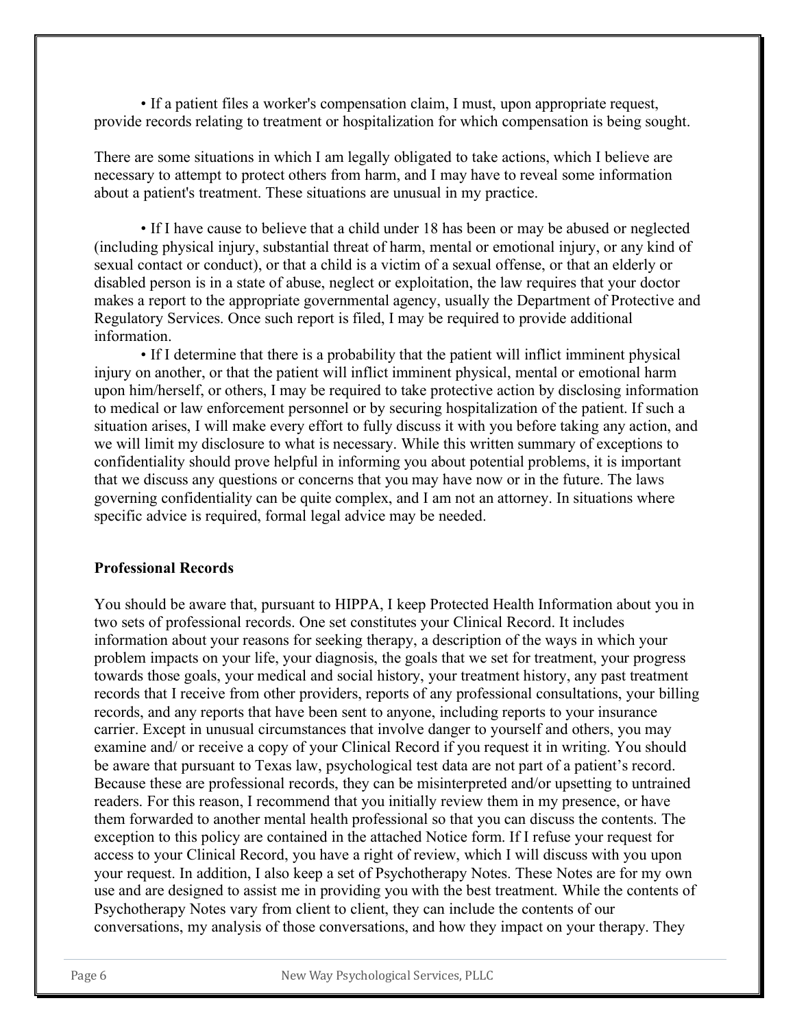• If a patient files a worker's compensation claim, I must, upon appropriate request, provide records relating to treatment or hospitalization for which compensation is being sought.

There are some situations in which I am legally obligated to take actions, which I believe are necessary to attempt to protect others from harm, and I may have to reveal some information about a patient's treatment. These situations are unusual in my practice.

• If I have cause to believe that a child under 18 has been or may be abused or neglected (including physical injury, substantial threat of harm, mental or emotional injury, or any kind of sexual contact or conduct), or that a child is a victim of a sexual offense, or that an elderly or disabled person is in a state of abuse, neglect or exploitation, the law requires that your doctor makes a report to the appropriate governmental agency, usually the Department of Protective and Regulatory Services. Once such report is filed, I may be required to provide additional information.

• If I determine that there is a probability that the patient will inflict imminent physical injury on another, or that the patient will inflict imminent physical, mental or emotional harm upon him/herself, or others, I may be required to take protective action by disclosing information to medical or law enforcement personnel or by securing hospitalization of the patient. If such a situation arises, I will make every effort to fully discuss it with you before taking any action, and we will limit my disclosure to what is necessary. While this written summary of exceptions to confidentiality should prove helpful in informing you about potential problems, it is important that we discuss any questions or concerns that you may have now or in the future. The laws governing confidentiality can be quite complex, and I am not an attorney. In situations where specific advice is required, formal legal advice may be needed.

**Professional Records**

You should be aware that, pursuant to HIPPA, I keep Protected Health Information about you in two sets of professional records. One set constitutes your Clinical Record. It includes information about your reasons for seeking therapy, a description of the ways in which your problem impacts on your life, your diagnosis, the goals that we set for treatment, your progress towards those goals, your medical and social history, your treatment history, any past treatment records that I receive from other providers, reports of any professional consultations, your billing records, and any reports that have been sent to anyone, including reports to your insurance carrier. Except in unusual circumstances that involve danger to yourself and others, you may examine and/ or receive a copy of your Clinical Record if you request it in writing. You should be aware that pursuant to Texas law, psychological test data are not part of a patient's record. Because these are professional records, they can be misinterpreted and/or upsetting to untrained readers. For this reason, I recommend that you initially review them in my presence, or have them forwarded to another mental health professional so that you can discuss the contents. The exception to this policy are contained in the attached Notice form. If I refuse your request for access to your Clinical Record, you have a right of review, which I will discuss with you upon your request. In addition, I also keep a set of Psychotherapy Notes. These Notes are for my own use and are designed to assist me in providing you with the best treatment. While the contents of Psychotherapy Notes vary from client to client, they can include the contents of our conversations, my analysis of those conversations, and how they impact on your therapy. They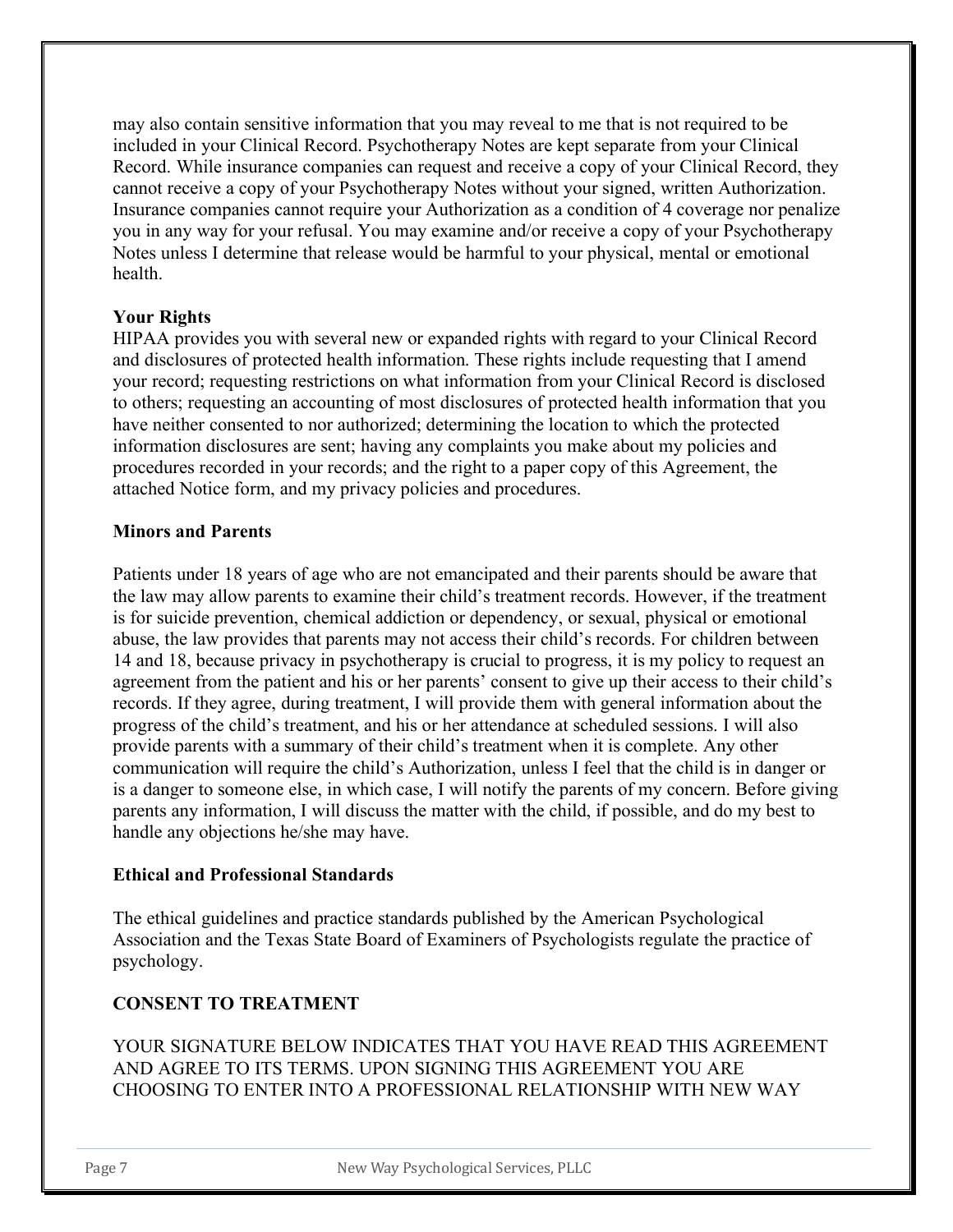may also contain sensitive information that you may reveal to me that is not required to be included in your Clinical Record. Psychotherapy Notes are kept separate from your Clinical Record. While insurance companies can request and receive a copy of your Clinical Record, they cannot receive a copy of your Psychotherapy Notes without your signed, written Authorization. Insurance companies cannot require your Authorization as a condition of 4 coverage nor penalize you in any way for your refusal. You may examine and/or receive a copy of your Psychotherapy Notes unless I determine that release would be harmful to your physical, mental or emotional health.

**Your Rights**

HIPAA provides you with several new or expanded rights with regard to your Clinical Record and disclosures of protected health information. These rights include requesting that I amend your record; requesting restrictions on what information from your Clinical Record is disclosed to others; requesting an accounting of most disclosures of protected health information that you have neither consented to nor authorized; determining the location to which the protected information disclosures are sent; having any complaints you make about my policies and procedures recorded in your records; and the right to a paper copy of this Agreement, the attached Notice form, and my privacy policies and procedures.

**Minors and Parents**

Patients under 18 years of age who are not emancipated and their parents should be aware that the law may allow parents to examine their child's treatment records. However, if the treatment is for suicide prevention, chemical addiction or dependency, or sexual, physical or emotional abuse, the law provides that parents may not access their child's records. For children between 14 and 18, because privacy in psychotherapy is crucial to progress, it is my policy to request an agreement from the patient and his or her parents' consent to give up their access to their child's records. If they agree, during treatment, I will provide them with general information about the progress of the child's treatment, and his or her attendance at scheduled sessions. I will also provide parents with a summary of their child's treatment when it is complete. Any other communication will require the child's Authorization, unless I feel that the child is in danger or is a danger to someone else, in which case, I will notify the parents of my concern. Before giving parents any information, I will discuss the matter with the child, if possible, and do my best to handle any objections he/she may have.

**Ethical and Professional Standards**

The ethical guidelines and practice standards published by the American Psychological Association and the Texas State Board of Examiners of Psychologists regulate the practice of psychology.

**CONSENT TO TREATMENT**

YOUR SIGNATURE BELOW INDICATES THAT YOU HAVE READ THIS AGREEMENT AND AGREE TO ITS TERMS. UPON SIGNING THIS AGREEMENT YOU ARE CHOOSING TO ENTER INTO A PROFESSIONAL RELATIONSHIP WITH NEW WAY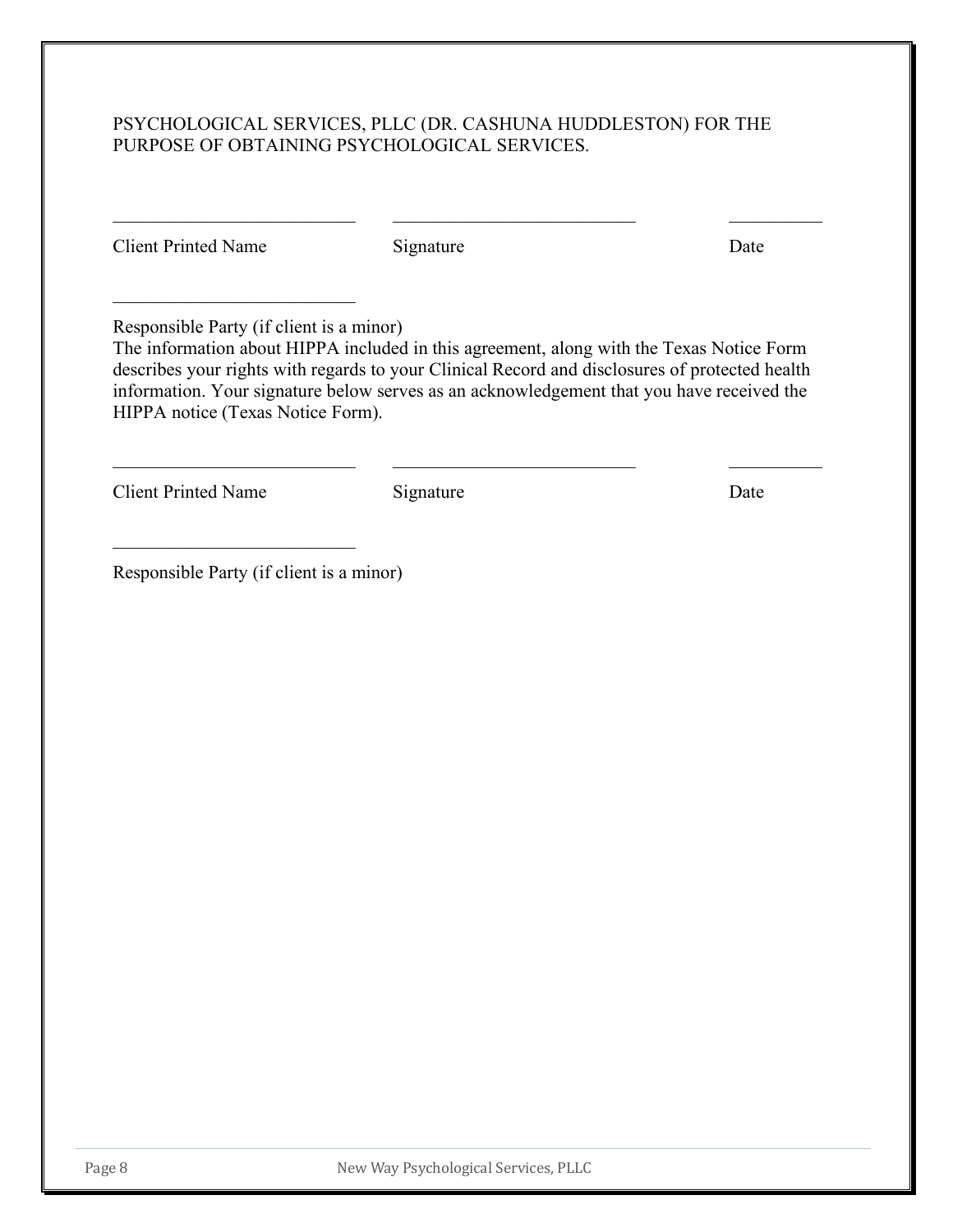PSYCHOLOGICAL SERVICES, PLLC (DR. CASHUNA HUDDLESTON) FOR THE PURPOSE OF OBTAINING PSYCHOLOGICAL SERVICES.

| | | |
|---|---|---|
| ______________________ | ______________________ | __________ |
| Client Printed Name | Signature | Date |

______________________

Responsible Party (if client is a minor)

The information about HIPPA included in this agreement, along with the Texas Notice Form describes your rights with regards to your Clinical Record and disclosures of protected health information. Your signature below serves as an acknowledgement that you have received the HIPPA notice (Texas Notice Form).

| | | |
|---|---|---|
| ______________________ | ______________________ | __________ |
| Client Printed Name | Signature | Date |

______________________

Responsible Party (if client is a minor)